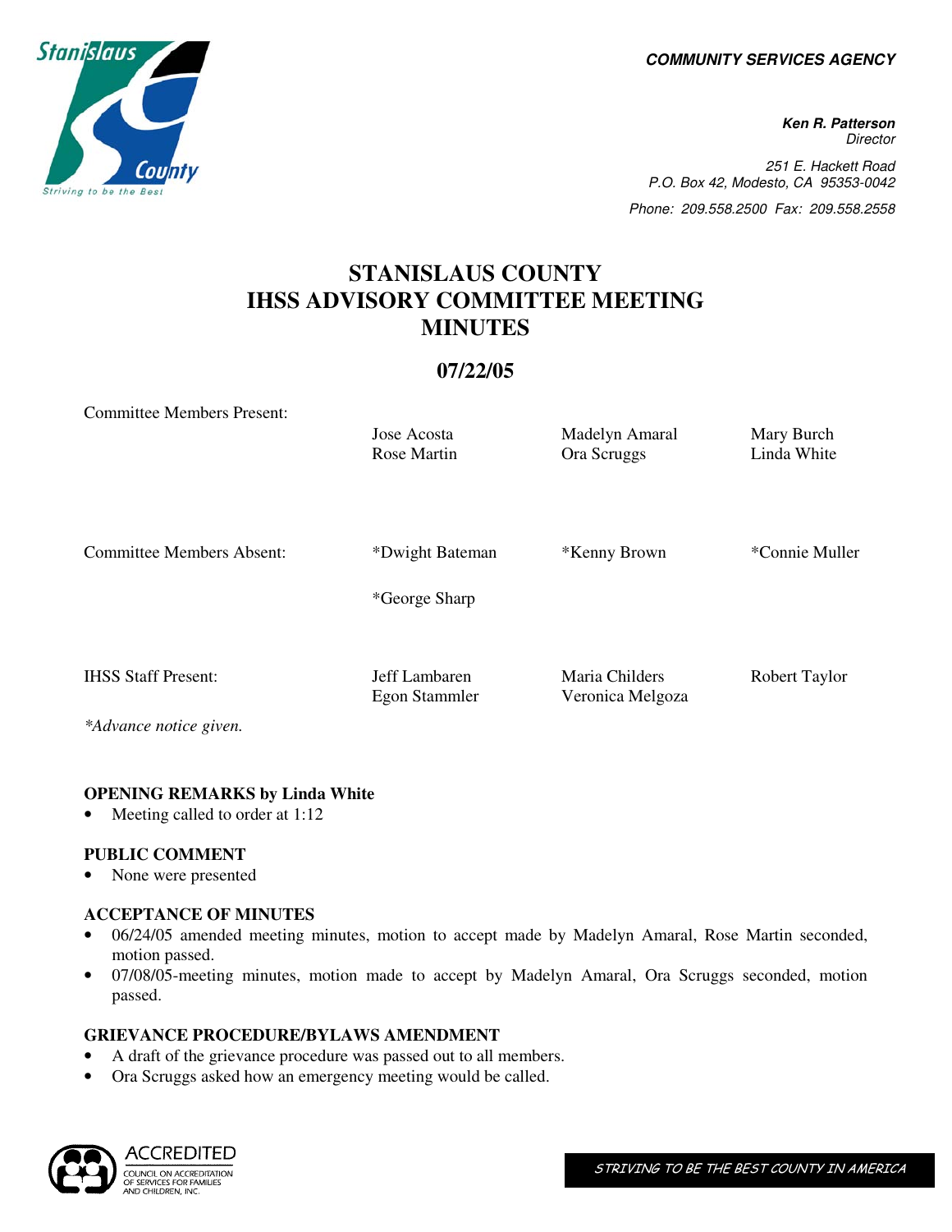**COMMUNITY SERVICES AGENCY**

**Ken R. Patterson**
Director

251 E. Hackett Road
P.O. Box 42, Modesto, CA 95353-0042
Phone: 209.558.2500 Fax: 209.558.2558

# STANISLAUS COUNTY IHSS ADVISORY COMMITTEE MEETING MINUTES

## 07/22/05

| | | | |
|---|---|---|---|
| Committee Members Present: | Jose Acosta<br>Rose Martin | Madelyn Amaral<br>Ora Scruggs | Mary Burch<br>Linda White |
| Committee Members Absent: | *Dwight Bateman<br>*George Sharp | *Kenny Brown | *Connie Muller |
| IHSS Staff Present: | Jeff Lambaren<br>Egon Stammler | Maria Childers<br>Veronica Melgoza | Robert Taylor |

*\*Advance notice given.*

**OPENING REMARKS by Linda White**

- Meeting called to order at 1:12

**PUBLIC COMMENT**

- None were presented

**ACCEPTANCE OF MINUTES**

- 06/24/05 amended meeting minutes, motion to accept made by Madelyn Amaral, Rose Martin seconded, motion passed.
- 07/08/05-meeting minutes, motion made to accept by Madelyn Amaral, Ora Scruggs seconded, motion passed.

**GRIEVANCE PROCEDURE/BYLAWS AMENDMENT**

- A draft of the grievance procedure was passed out to all members.
- Ora Scruggs asked how an emergency meeting would be called.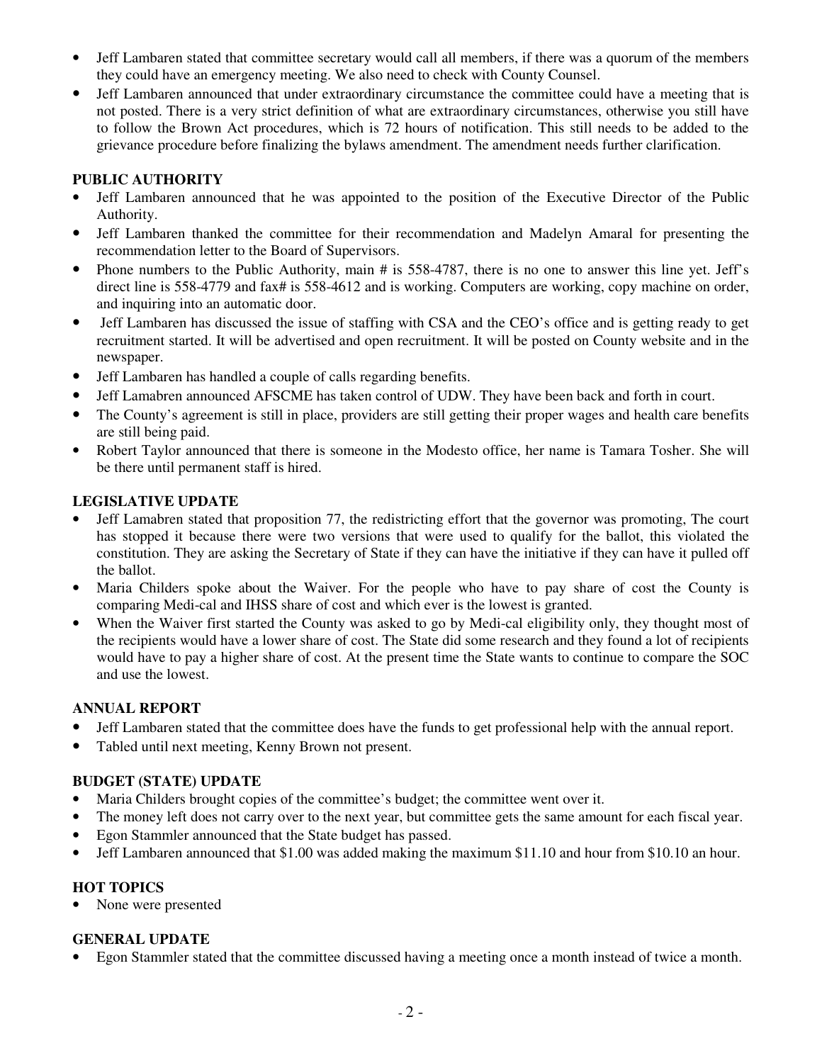- Jeff Lambaren stated that committee secretary would call all members, if there was a quorum of the members they could have an emergency meeting. We also need to check with County Counsel.
- Jeff Lambaren announced that under extraordinary circumstance the committee could have a meeting that is not posted. There is a very strict definition of what are extraordinary circumstances, otherwise you still have to follow the Brown Act procedures, which is 72 hours of notification. This still needs to be added to the grievance procedure before finalizing the bylaws amendment. The amendment needs further clarification.

**PUBLIC AUTHORITY**

- Jeff Lambaren announced that he was appointed to the position of the Executive Director of the Public Authority.
- Jeff Lambaren thanked the committee for their recommendation and Madelyn Amaral for presenting the recommendation letter to the Board of Supervisors.
- Phone numbers to the Public Authority, main # is 558-4787, there is no one to answer this line yet. Jeff's direct line is 558-4779 and fax# is 558-4612 and is working. Computers are working, copy machine on order, and inquiring into an automatic door.
- Jeff Lambaren has discussed the issue of staffing with CSA and the CEO's office and is getting ready to get recruitment started. It will be advertised and open recruitment. It will be posted on County website and in the newspaper.
- Jeff Lambaren has handled a couple of calls regarding benefits.
- Jeff Lamabren announced AFSCME has taken control of UDW. They have been back and forth in court.
- The County's agreement is still in place, providers are still getting their proper wages and health care benefits are still being paid.
- Robert Taylor announced that there is someone in the Modesto office, her name is Tamara Tosher. She will be there until permanent staff is hired.

**LEGISLATIVE UPDATE**

- Jeff Lamabren stated that proposition 77, the redistricting effort that the governor was promoting, The court has stopped it because there were two versions that were used to qualify for the ballot, this violated the constitution. They are asking the Secretary of State if they can have the initiative if they can have it pulled off the ballot.
- Maria Childers spoke about the Waiver. For the people who have to pay share of cost the County is comparing Medi-cal and IHSS share of cost and which ever is the lowest is granted.
- When the Waiver first started the County was asked to go by Medi-cal eligibility only, they thought most of the recipients would have a lower share of cost. The State did some research and they found a lot of recipients would have to pay a higher share of cost. At the present time the State wants to continue to compare the SOC and use the lowest.

**ANNUAL REPORT**

- Jeff Lambaren stated that the committee does have the funds to get professional help with the annual report.
- Tabled until next meeting, Kenny Brown not present.

**BUDGET (STATE) UPDATE**

- Maria Childers brought copies of the committee's budget; the committee went over it.
- The money left does not carry over to the next year, but committee gets the same amount for each fiscal year.
- Egon Stammler announced that the State budget has passed.
- Jeff Lambaren announced that $1.00 was added making the maximum $11.10 and hour from $10.10 an hour.

**HOT TOPICS**

- None were presented

**GENERAL UPDATE**

- Egon Stammler stated that the committee discussed having a meeting once a month instead of twice a month.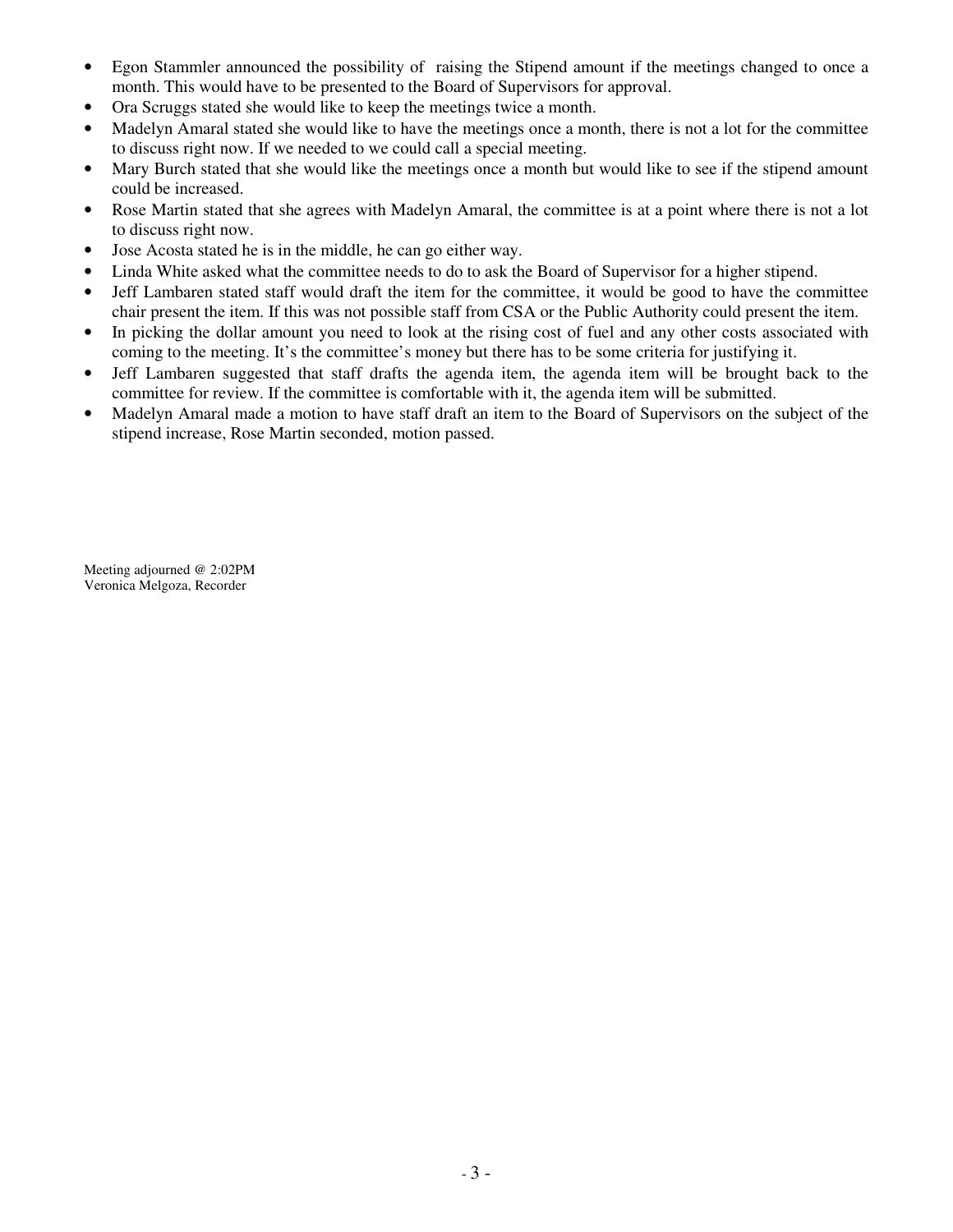- Egon Stammler announced the possibility of raising the Stipend amount if the meetings changed to once a month. This would have to be presented to the Board of Supervisors for approval.
- Ora Scruggs stated she would like to keep the meetings twice a month.
- Madelyn Amaral stated she would like to have the meetings once a month, there is not a lot for the committee to discuss right now. If we needed to we could call a special meeting.
- Mary Burch stated that she would like the meetings once a month but would like to see if the stipend amount could be increased.
- Rose Martin stated that she agrees with Madelyn Amaral, the committee is at a point where there is not a lot to discuss right now.
- Jose Acosta stated he is in the middle, he can go either way.
- Linda White asked what the committee needs to do to ask the Board of Supervisor for a higher stipend.
- Jeff Lambaren stated staff would draft the item for the committee, it would be good to have the committee chair present the item. If this was not possible staff from CSA or the Public Authority could present the item.
- In picking the dollar amount you need to look at the rising cost of fuel and any other costs associated with coming to the meeting. It's the committee's money but there has to be some criteria for justifying it.
- Jeff Lambaren suggested that staff drafts the agenda item, the agenda item will be brought back to the committee for review. If the committee is comfortable with it, the agenda item will be submitted.
- Madelyn Amaral made a motion to have staff draft an item to the Board of Supervisors on the subject of the stipend increase, Rose Martin seconded, motion passed.

Meeting adjourned @ 2:02PM
Veronica Melgoza, Recorder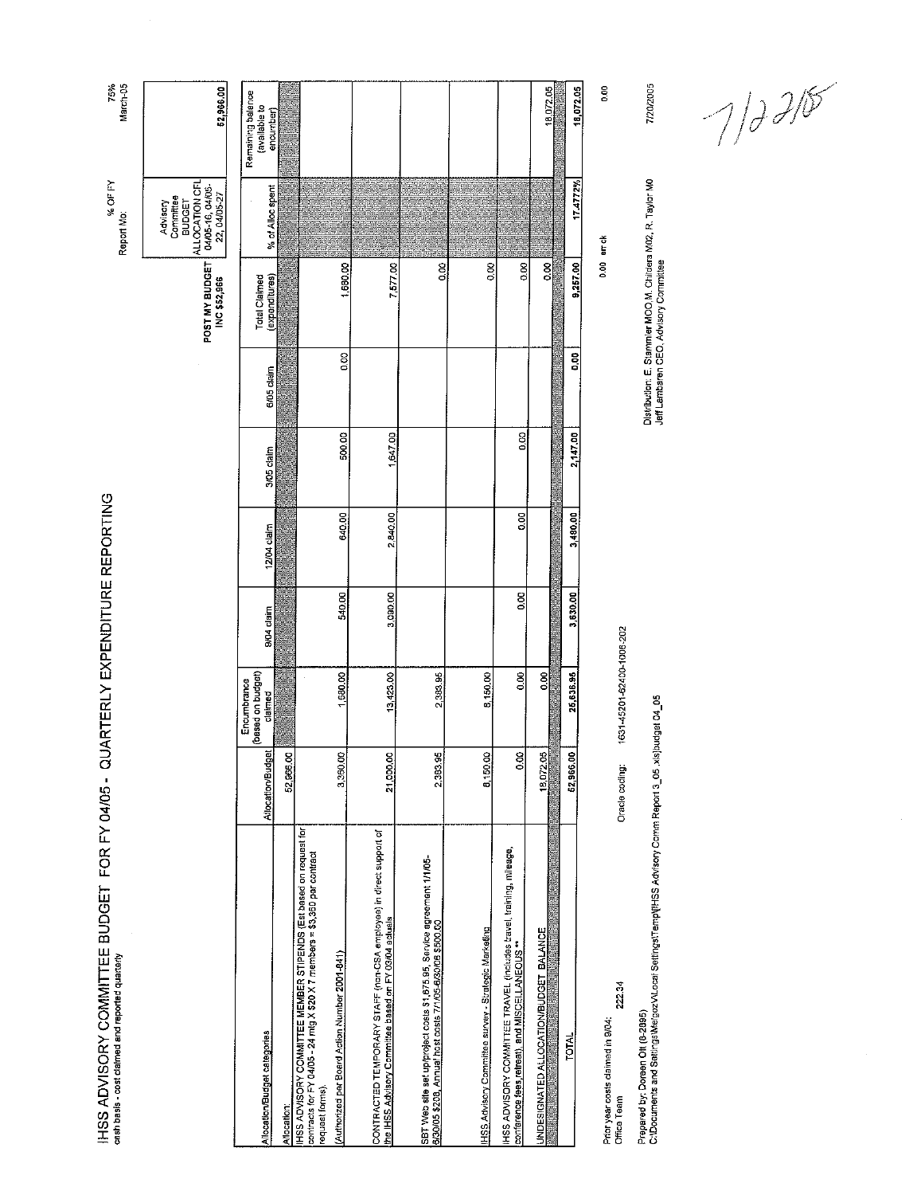# IHSS ADVISORY COMMITTEE BUDGET FOR FY 04/05 - QUARTERLY EXPENDITURE REPORTING

cash basis - cost claimed and reported quarterly

% OF FY: 75%

Report Mo: March-05

| | Advisory Committee BUDGET ALLOCATION CFL 04/05-16, 04/05-22, 04/05-27 |
|---|---|
| POST MY BUDGET INC $52,966 | 52,966.00 |

| Allocation/Budget categories | Allocation/Budget | Encumbrance (based on budget) claimed | 9/04 claim | 12/04 claim | 3/05 claim | 6/05 claim | Total Claimed (expenditures) | % of Alloc spent | Remaining balance (available to encumber) |
|---|---|---|---|---|---|---|---|---|---|
| Allocation | 52,966.00 | | | | | | | | |
| IHSS ADVISORY COMMITTEE MEMBER STIPENDS (Est based on request for contracts for FY 04/05 - 24 mtg X $20 X 7 members = $3,360 per contract request forms). (Authorized per Board Action Number 2001-841) | 3,360.00 | 1,680.00 | 540.00 | 640.00 | 500.00 | 0.00 | 1,680.00 | | |
| CONTRACTED TEMPORARY STAFF (non-CSA employee) in direct support of the IHSS Advisory Committee based on FY 03/04 actuals | 21,000.00 | 13,423.00 | 3,090.00 | 2,840.00 | 1,647.00 | | 7,577.00 | | |
| SBT Web site set up/project costs $1,675.95, Service agreement 1/1/05-6/30/05 $208, Annual host costs 7/1/05-6/30/06 $500.00 | 2,383.95 | 2,383.95 | | | | | 0.00 | | |
| IHSS Advisory Committee survey - Strategic Marketing | 8,150.00 | 8,150.00 | | | | | 0.00 | | |
| IHSS ADVISORY COMMITTEE TRAVEL (includes travel, training, mileage, conference fees, retreat), and MISCELLANEOUS ** | 0.00 | 0.00 | 0.00 | 0.00 | 0.00 | | 0.00 | | |
| UNDESIGNATED ALLOCATION/BUDGET BALANCE | 18,072.05 | 0.00 | | | | | 0.00 | | 18,072.05 |
| TOTAL | 52,966.00 | 25,636.95 | 3,630.00 | 3,480.00 | 2,147.00 | 0.00 | 9,257.00 | 17.4772% | 18,072.05 |

0.00 err ck &nbsp;&nbsp;&nbsp;&nbsp; 0.00

Prior year costs claimed in 9/04:
Office Team 222.34

Oracle coding: 1631-45201-62400-1006-202

Prepared by: Doreen Ott (8-2895)
C:\Documents and Settings\Melgoz\Local Settings\Temp\[IHSS Advisory Comm Report 3_05.xls]budget 04_05

Distribution: E. Stammler MOO M. Childers M02, R. Taylor M0
Jeff Lamberen CEO, Advisory Committee

7/20/2005

7/22/05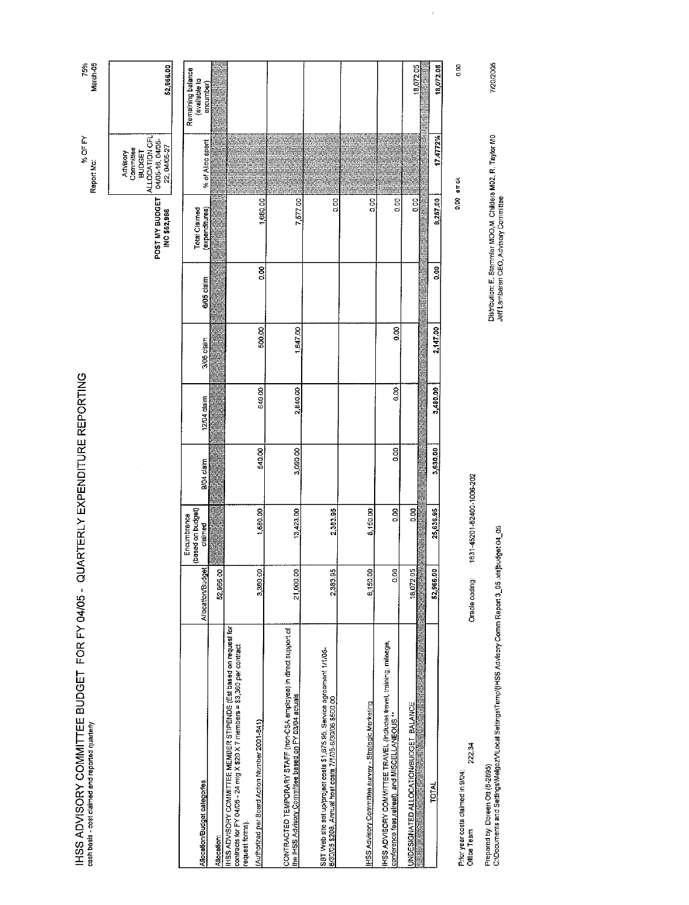# IHSS ADVISORY COMMITTEE BUDGET FOR FY 04/05 - QUARTERLY EXPENDITURE REPORTING

cash basis - cost claimed and reported quarterly

% OF FY: 75%

Report Mo: March-05

| | | | | | | | POST MY BUDGET INC $52,966 | Advisory Committee BUDGET ALLOCATION CFL 04/05-18, 04/05-22, 04/05-27 | 52,966.00 |
|---|---|---|---|---|---|---|---|---|---|
| Allocation/Budget categories | Allocation/Budget | Encumbrance (based on budget) claimed | 9/04 claim | 12/04 claim | 3/05 claim | 6/05 claim | Total Claimed (expenditures) | % of Alloc spent | Remaining balance (available to encumber) |
| Allocation: | 52,966.00 | | | | | | | | |
| IHSS ADVISORY COMMITTEE MEMBER STIPENDS (Est based on request for contracts for FY 04/05 - 24 mtg X $20 X 7 members = $3,360 per contract request forms). (Authorized per Board Action Number 2001-841) | 3,360.00 | 1,680.00 | 540.00 | 640.00 | 500.00 | 0.00 | 1,680.00 | | |
| CONTRACTED TEMPORARY STAFF (non-CSA employee) in direct support of the IHSS Advisory Committee based on FY 03/04 actuals | 21,000.00 | 13,423.00 | 3,090.00 | 2,840.00 | 1,647.00 | | 7,577.00 | | |
| SBT Web site set up/project costs $1,675.95, Service agreement 1/1/05-6/30/05 $208, Annual host costs 7/1/05-6/30/06 $500.00 | 2,383.95 | 2,383.95 | | | | | 0.00 | | |
| IHSS Advisory Committee Survey - Strategic Marketing | 8,150.00 | 8,150.00 | | | | | 0.00 | | |
| IHSS ADVISORY COMMITTEE TRAVEL (includes travel, training, mileage, conference fees,retreat), and MISCELLANEOUS ** | 0.00 | 0.00 | 0.00 | 0.00 | 0.00 | | 0.00 | | |
| UNDESIGNATED ALLOCATION/BUDGET BALANCE | 18,072.05 | 0.00 | | | | | 0.00 | | 18,072.05 |
| TOTAL | 52,966.00 | 25,636.95 | 3,630.00 | 3,480.00 | 2,147.00 | 0.00 | 9,257.00 | 17.4772% | 18,072.05 |

0.00 error 0.00

Prior year costs claimed in 9/04: Office Team 222.34

Oracle coding: 1631-45201-52400-1006-202

Prepared by: Doreen Ott (6-2695)
C:\Documents and Settings\Melgoz\Local Settings\Temp\[IHSS Advisory Comm Report 3_05 .xls]budget 04_05

Distribution: E. Stemmler MDO,M. Childers M02, R. Taylor M0; Jeff Lamberen CEO, Advisory Committee

7/20/2005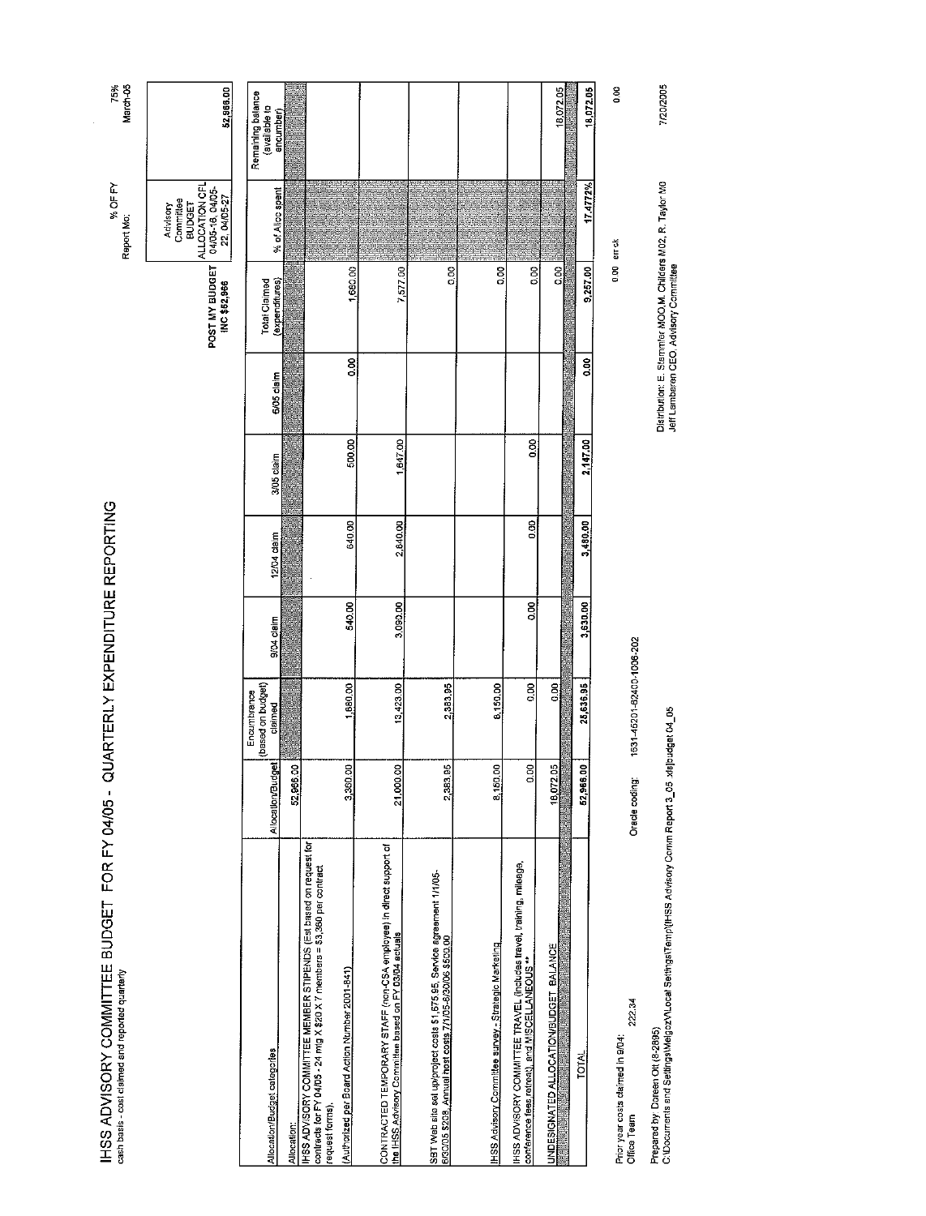# IHSS ADVISORY COMMITTEE BUDGET FOR FY 04/05 - QUARTERLY EXPENDITURE REPORTING

cash basis - cost claimed and reported quarterly

Report Mo: March-05

% OF FY: 75%

POST MY BUDGET INC $52,966

Advisory Committee BUDGET ALLOCATION CFL 04/05-16, 04/05-22, 04/05-27: 52,966.00

| Allocation/Budget categories | Allocation/Budget | Encumbrance (based on budget) claimed | 9/04 claim | 12/04 claim | 3/05 claim | 6/05 claim | Total Claimed (expenditures) | % of Alloc spent | Remaining balance (available to encumber) |
|---|---|---|---|---|---|---|---|---|---|
| Allocation: | 52,966.00 | | | | | | | | |
| IHSS ADVISORY COMMITTEE MEMBER STIPENDS (Est based on request for contracts for FY 04/05 - 24 mtg X $20 X 7 members = $3,360 per contract request forms). (Authorized per Board Action Number 2001-841) | 3,360.00 | 1,680.00 | 540.00 | 640.00 | 500.00 | 0.00 | 1,680.00 | | |
| CONTRACTED TEMPORARY STAFF (non-CSA employee) in direct support of the IHSS Advisory Committee based on FY 03/04 actuals | 21,000.00 | 13,423.00 | 3,090.00 | 2,840.00 | 1,647.00 | | 7,577.00 | | |
| SBT Web site set up/project costs $1,575.95, Service agreement 1/1/05-6/30/05 $208, Annual host costs 7/1/05-6/30/06 $500.00 | 2,383.95 | 2,383.95 | | | | | 0.00 | | |
| IHSS Advisory Committee survey - Strategic Marketing | 8,150.00 | 8,150.00 | | | | | 0.00 | | |
| IHSS ADVISORY COMMITTEE TRAVEL (includes travel, training, mileage, conference fees,retreat), and MISCELLANEOUS ** | 0.00 | 0.00 | 0.00 | 0.00 | 0.00 | | 0.00 | | |
| UNDESIGNATED ALLOCATION/BUDGET BALANCE | 18,072.05 | 0.00 | | | | | 0.00 | | 18,072.05 |
| TOTAL | 52,966.00 | 25,636.95 | 3,630.00 | 3,480.00 | 2,147.00 | 0.00 | 9,257.00 | 17.4772% | 18,072.05 |

0.00 err ck 0.00

Prior year costs claimed in 9/04: Office Team 222.34

Orcde coding: 1631-45201-62400-1006-202

Prepared by Doreen Ott (8-2895)
C:\Documents and Settings\Melgoz\Local Settings\Temp\[IHSS Advisory Comm Report 3_05 xls]budget 04_05

Distribution: E. Stemmler MOO,M. Childers M02, R. Taylor M0
Jeff Lamberen CEO, Advisory Committee

7/20/2005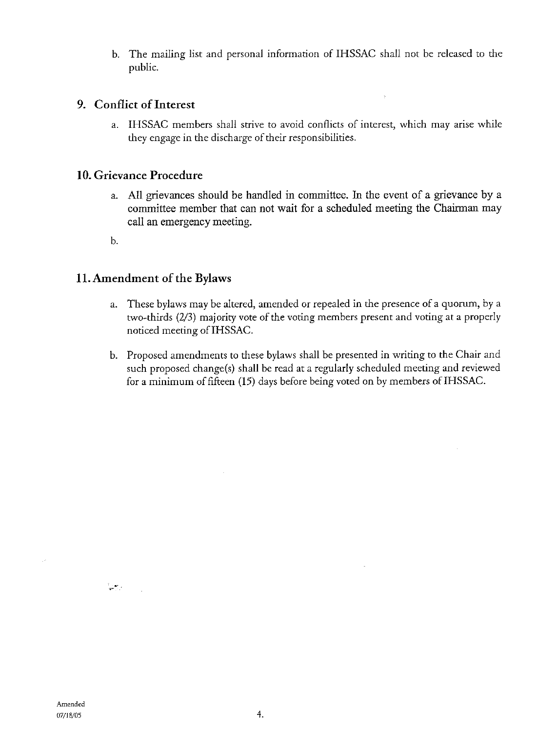b. The mailing list and personal information of IHSSAC shall not be released to the public.

## 9. Conflict of Interest

a. IHSSAC members shall strive to avoid conflicts of interest, which may arise while they engage in the discharge of their responsibilities.

## 10. Grievance Procedure

a. All grievances should be handled in committee. In the event of a grievance by a committee member that can not wait for a scheduled meeting the Chairman may call an emergency meeting.

b.

## 11. Amendment of the Bylaws

a. These bylaws may be altered, amended or repealed in the presence of a quorum, by a two-thirds (2/3) majority vote of the voting members present and voting at a properly noticed meeting of IHSSAC.

b. Proposed amendments to these bylaws shall be presented in writing to the Chair and such proposed change(s) shall be read at a regularly scheduled meeting and reviewed for a minimum of fifteen (15) days before being voted on by members of IHSSAC.

Amended
07/18/05